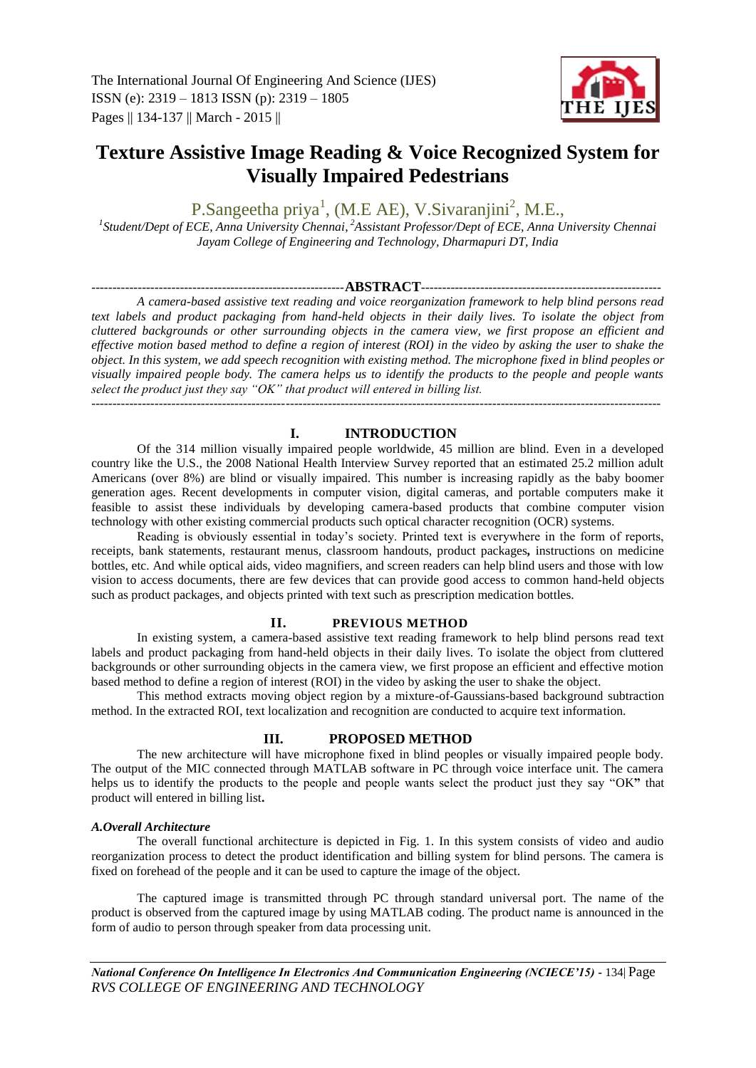# Texture Assistive Image Reading & Voice Recognized System for Visually Impaired Pedestrians

P.Sangeetha priya[1], (M.E AE), V.Sivaranjini[2], M.E.,

[1]*Student/Dept of ECE, Anna University Chennai,* [2]*Assistant Professor/Dept of ECE, Anna University Chennai*
*Jayam College of Engineering and Technology, Dharmapuri DT, India*

## ABSTRACT

*A camera-based assistive text reading and voice reorganization framework to help blind persons read text labels and product packaging from hand-held objects in their daily lives. To isolate the object from cluttered backgrounds or other surrounding objects in the camera view, we first propose an efficient and effective motion based method to define a region of interest (ROI) in the video by asking the user to shake the object. In this system, we add speech recognition with existing method. The microphone fixed in blind peoples or visually impaired people body. The camera helps us to identify the products to the people and people wants select the product just they say "OK" that product will entered in billing list.*

## I. INTRODUCTION

Of the 314 million visually impaired people worldwide, 45 million are blind. Even in a developed country like the U.S., the 2008 National Health Interview Survey reported that an estimated 25.2 million adult Americans (over 8%) are blind or visually impaired. This number is increasing rapidly as the baby boomer generation ages. Recent developments in computer vision, digital cameras, and portable computers make it feasible to assist these individuals by developing camera-based products that combine computer vision technology with other existing commercial products such optical character recognition (OCR) systems.

Reading is obviously essential in today's society. Printed text is everywhere in the form of reports, receipts, bank statements, restaurant menus, classroom handouts, product packages**,** instructions on medicine bottles, etc. And while optical aids, video magnifiers, and screen readers can help blind users and those with low vision to access documents, there are few devices that can provide good access to common hand-held objects such as product packages, and objects printed with text such as prescription medication bottles.

## II. PREVIOUS METHOD

In existing system, a camera-based assistive text reading framework to help blind persons read text labels and product packaging from hand-held objects in their daily lives. To isolate the object from cluttered backgrounds or other surrounding objects in the camera view, we first propose an efficient and effective motion based method to define a region of interest (ROI) in the video by asking the user to shake the object.

This method extracts moving object region by a mixture-of-Gaussians-based background subtraction method. In the extracted ROI, text localization and recognition are conducted to acquire text information.

## III. PROPOSED METHOD

The new architecture will have microphone fixed in blind peoples or visually impaired people body. The output of the MIC connected through MATLAB software in PC through voice interface unit. The camera helps us to identify the products to the people and people wants select the product just they say "OK**"** that product will entered in billing list**.**

### *A.Overall Architecture*

The overall functional architecture is depicted in Fig. 1. In this system consists of video and audio reorganization process to detect the product identification and billing system for blind persons. The camera is fixed on forehead of the people and it can be used to capture the image of the object.

The captured image is transmitted through PC through standard universal port. The name of the product is observed from the captured image by using MATLAB coding. The product name is announced in the form of audio to person through speaker from data processing unit.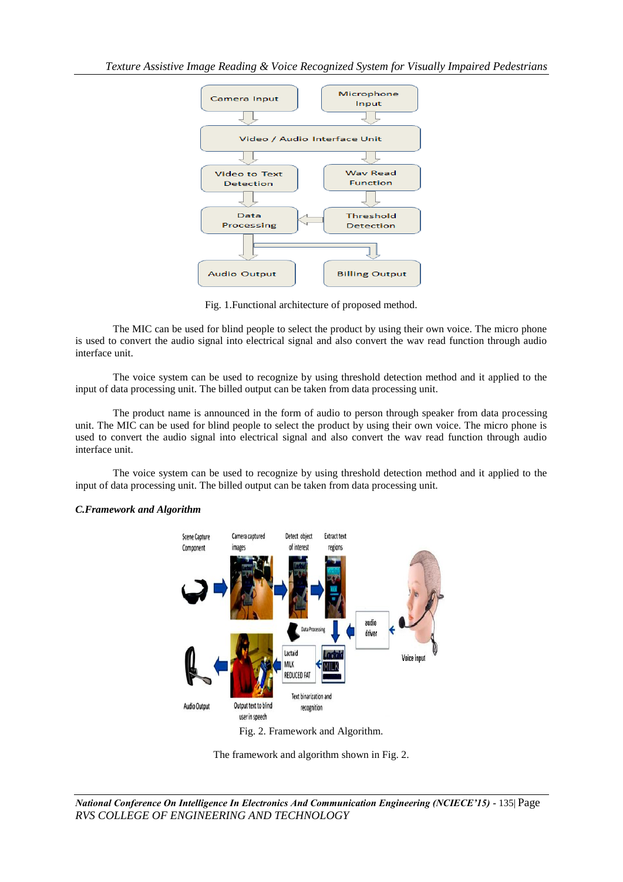Camera Input

Microphone Input

Video / Audio Interface Unit

Video to Text Detection

Wav Read Function

Data Processing

Threshold Detection

Audio Output

Billing Output

Fig. 1.Functional architecture of proposed method.

The MIC can be used for blind people to select the product by using their own voice. The micro phone is used to convert the audio signal into electrical signal and also convert the wav read function through audio interface unit.

The voice system can be used to recognize by using threshold detection method and it applied to the input of data processing unit. The billed output can be taken from data processing unit.

The product name is announced in the form of audio to person through speaker from data processing unit. The MIC can be used for blind people to select the product by using their own voice. The micro phone is used to convert the audio signal into electrical signal and also convert the wav read function through audio interface unit.

The voice system can be used to recognize by using threshold detection method and it applied to the input of data processing unit. The billed output can be taken from data processing unit.

### *C.Framework and Algorithm*

Scene Capture Component

Camera captured images

Detect object of interest

Extract text regions

Data Processing

audio driver

Voice input

Audio Output

Output text to blind user in speech

Lactaid MILK REDUCED FAT

Text binarization and recognition

Fig. 2. Framework and Algorithm.

The framework and algorithm shown in Fig. 2.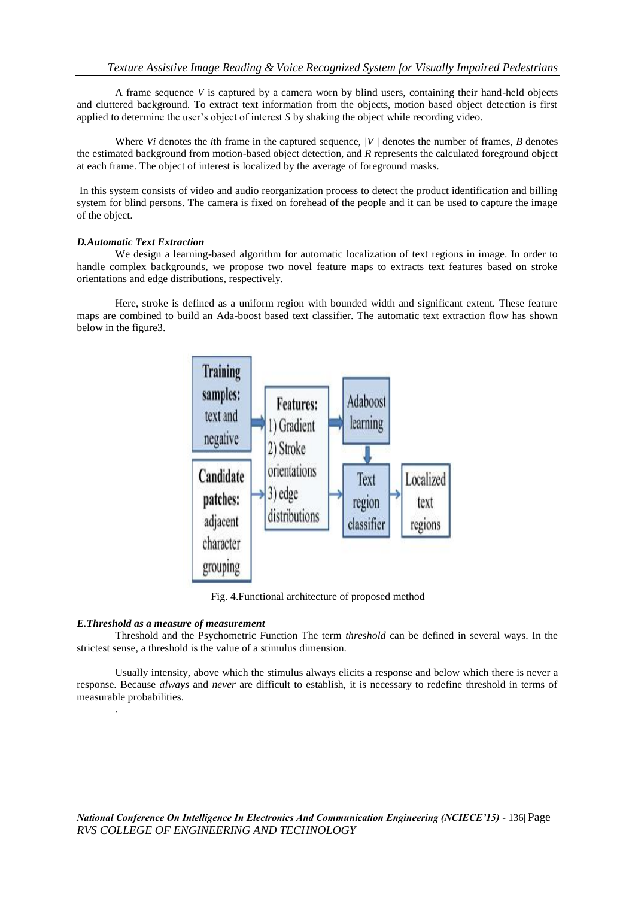A frame sequence $V$ is captured by a camera worn by blind users, containing their hand-held objects and cluttered background. To extract text information from the objects, motion based object detection is first applied to determine the user's object of interest $S$ by shaking the object while recording video.

Where $V_i$ denotes the $i$th frame in the captured sequence, $|V|$ denotes the number of frames, $B$ denotes the estimated background from motion-based object detection, and $R$ represents the calculated foreground object at each frame. The object of interest is localized by the average of foreground masks.

In this system consists of video and audio reorganization process to detect the product identification and billing system for blind persons. The camera is fixed on forehead of the people and it can be used to capture the image of the object.

### *D.Automatic Text Extraction*

We design a learning-based algorithm for automatic localization of text regions in image. In order to handle complex backgrounds, we propose two novel feature maps to extracts text features based on stroke orientations and edge distributions, respectively.

Here, stroke is defined as a uniform region with bounded width and significant extent. These feature maps are combined to build an Ada-boost based text classifier. The automatic text extraction flow has shown below in the figure3.

Training samples: text and negative

Candidate patches: adjacent character grouping

Features: 1) Gradient 2) Stroke orientations 3) edge distributions

Adaboost learning

Text region classifier

Localized text regions

Fig. 4.Functional architecture of proposed method

### *E.Threshold as a measure of measurement*

Threshold and the Psychometric Function The term *threshold* can be defined in several ways. In the strictest sense, a threshold is the value of a stimulus dimension.

Usually intensity, above which the stimulus always elicits a response and below which there is never a response. Because *always* and *never* are difficult to establish, it is necessary to redefine threshold in terms of measurable probabilities.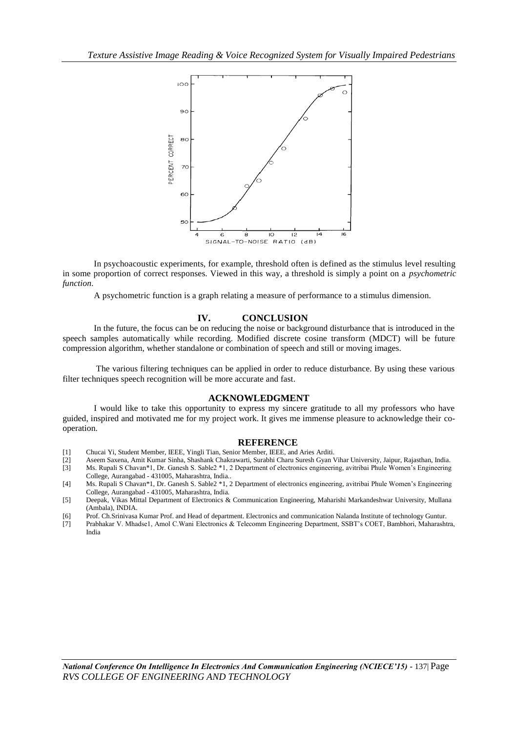100
90
80
70
60
50
PERCENT CORRECT
4 6 8 10 12 14 16
SIGNAL-TO-NOISE RATIO (dB)

In psychoacoustic experiments, for example, threshold often is defined as the stimulus level resulting in some proportion of correct responses. Viewed in this way, a threshold is simply a point on a *psychometric function.*

A psychometric function is a graph relating a measure of performance to a stimulus dimension.

## IV. CONCLUSION

In the future, the focus can be on reducing the noise or background disturbance that is introduced in the speech samples automatically while recording. Modified discrete cosine transform (MDCT) will be future compression algorithm, whether standalone or combination of speech and still or moving images.

The various filtering techniques can be applied in order to reduce disturbance. By using these various filter techniques speech recognition will be more accurate and fast.

## ACKNOWLEDGMENT

I would like to take this opportunity to express my sincere gratitude to all my professors who have guided, inspired and motivated me for my project work. It gives me immense pleasure to acknowledge their co-operation.

## REFERENCE

[1] Chucai Yi, Student Member, IEEE, Yingli Tian, Senior Member, IEEE, and Aries Arditi.

[2] Aseem Saxena, Amit Kumar Sinha, Shashank Chakrawarti, Surabhi Charu Suresh Gyan Vihar University, Jaipur, Rajasthan, India.

[3] Ms. Rupali S Chavan*1, Dr. Ganesh S. Sable2 *1, 2 Department of electronics engineering, avitribai Phule Women's Engineering College, Aurangabad - 431005, Maharashtra, India..

[4] Ms. Rupali S Chavan*1, Dr. Ganesh S. Sable2 *1, 2 Department of electronics engineering, avitribai Phule Women's Engineering College, Aurangabad - 431005, Maharashtra, India.

[5] Deepak, Vikas Mittal Department of Electronics & Communication Engineering, Maharishi Markandeshwar University, Mullana (Ambala), INDIA.

[6] Prof. Ch.Srinivasa Kumar Prof. and Head of department. Electronics and communication Nalanda Institute of technology Guntur.

[7] Prabhakar V. Mhadse1, Amol C.Wani Electronics & Telecomm Engineering Department, SSBT's COET, Bambhori, Maharashtra, India